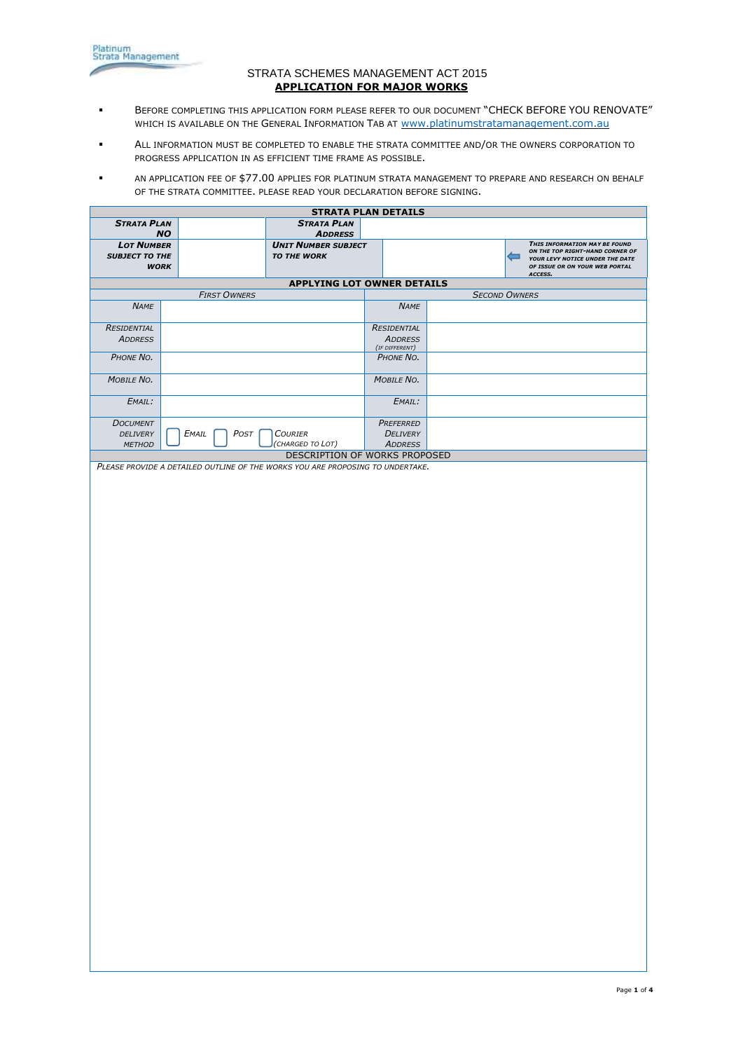Platinum Strata Management

STRATA SCHEMES MANAGEMENT ACT 2015

## APPLICATION FOR MAJOR WORKS

- BEFORE COMPLETING THIS APPLICATION FORM PLEASE REFER TO OUR DOCUMENT "CHECK BEFORE YOU RENOVATE" WHICH IS AVAILABLE ON THE GENERAL INFORMATION TAB AT www.platinumstratamanagement.com.au
- ALL INFORMATION MUST BE COMPLETED TO ENABLE THE STRATA COMMITTEE AND/OR THE OWNERS CORPORATION TO PROGRESS APPLICATION IN AS EFFICIENT TIME FRAME AS POSSIBLE.
- AN APPLICATION FEE OF $77.00 APPLIES FOR PLATINUM STRATA MANAGEMENT TO PREPARE AND RESEARCH ON BEHALF OF THE STRATA COMMITTEE. PLEASE READ YOUR DECLARATION BEFORE SIGNING.

| **STRATA PLAN DETAILS** | | | | |
|---|---|---|---|---|
| ***STRATA PLAN NO*** | | ***STRATA PLAN ADDRESS*** | | |
| ***LOT NUMBER SUBJECT TO THE WORK*** | | ***UNIT NUMBER SUBJECT TO THE WORK*** | | ***THIS INFORMATION MAY BE FOUND ON THE TOP RIGHT-HAND CORNER OF YOUR LEVY NOTICE UNDER THE DATE OF ISSUE OR ON YOUR WEB PORTAL ACCESS.*** |

| **APPLYING LOT OWNER DETAILS** | | | |
|---|---|---|---|
| *FIRST OWNERS* | | *SECOND OWNERS* | |
| *NAME* | | *NAME* | |
| *RESIDENTIAL ADDRESS* | | *RESIDENTIAL ADDRESS (IF DIFFERENT)* | |
| *PHONE NO.* | | *PHONE NO.* | |
| *MOBILE NO.* | | *MOBILE NO.* | |
| *EMAIL:* | | *EMAIL:* | |
| *DOCUMENT DELIVERY METHOD* | ☐ *EMAIL* ☐ *POST* ☐ *COURIER (CHARGED TO LOT)* | *PREFERRED DELIVERY ADDRESS* | |

| DESCRIPTION OF WORKS PROPOSED |
|---|
| *PLEASE PROVIDE A DETAILED OUTLINE OF THE WORKS YOU ARE PROPOSING TO UNDERTAKE.* |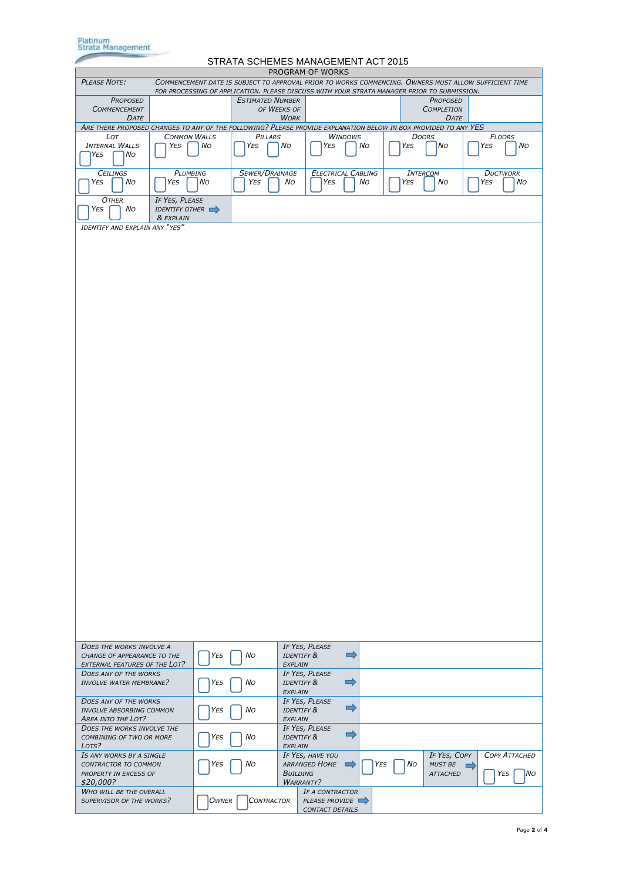Platinum Strata Management

# STRATA SCHEMES MANAGEMENT ACT 2015

## PROGRAM OF WORKS

| *Please Note:* | *Commencement date is subject to approval prior to works commencing. Owners must allow sufficient time for processing of application. Please discuss with your strata manager prior to submission.* | | | | |
|---|---|---|---|---|---|
| *Proposed Commencement Date* | | *Estimated Number of Weeks of Work* | | *Proposed Completion Date* | |

*Are there proposed changes to any of the following? Please provide explanation below in box provided to any YES*

| *Lot Internal Walls* | *Common Walls* | *Pillars* | *Windows* | *Doors* | *Floors* |
|---|---|---|---|---|---|
| ☐ *Yes* ☐ *No* | ☐ *Yes* ☐ *No* | ☐ *Yes* ☐ *No* | ☐ *Yes* ☐ *No* | ☐ *Yes* ☐ *No* | ☐ *Yes* ☐ *No* |
| *Ceilings* | *Plumbing* | *Sewer/Drainage* | *Electrical Cabling* | *Intercom* | *Ductwork* |
| ☐ *Yes* ☐ *No* | ☐ *Yes* ☐ *No* | ☐ *Yes* ☐ *No* | ☐ *Yes* ☐ *No* | ☐ *Yes* ☐ *No* | ☐ *Yes* ☐ *No* |
| *Other* ☐ *Yes* ☐ *No* | *If Yes, please identify other & explain* ➡ | | | | |

*Identify and explain any "Yes"*

| | | | | |
|---|---|---|---|---|
| *Does the works involve a change of appearance to the external features of the Lot?* | ☐ *Yes* ☐ *No* | *If Yes, please identify & explain* ➡ | | |
| *Does any of the works involve water membrane?* | ☐ *Yes* ☐ *No* | *If Yes, please identify & explain* ➡ | | |
| *Does any of the works involve absorbing common area into the Lot?* | ☐ *Yes* ☐ *No* | *If Yes, please identify & explain* ➡ | | |
| *Does the works involve the combining of two or more Lots?* | ☐ *Yes* ☐ *No* | *If Yes, please identify & explain* ➡ | | |
| *Is any works by a single contractor to common property in excess of $20,000?* | ☐ *Yes* ☐ *No* | *If Yes, have you arranged Home Building Warranty?* ➡ | ☐ *Yes* ☐ *No* | *If Yes, copy must be attached* ➡ *Copy Attached* ☐ *Yes* ☐ *No* |
| *Who will be the overall supervisor of the works?* | ☐ *Owner* ☐ *Contractor* | *If a contractor please provide contact details* ➡ | | |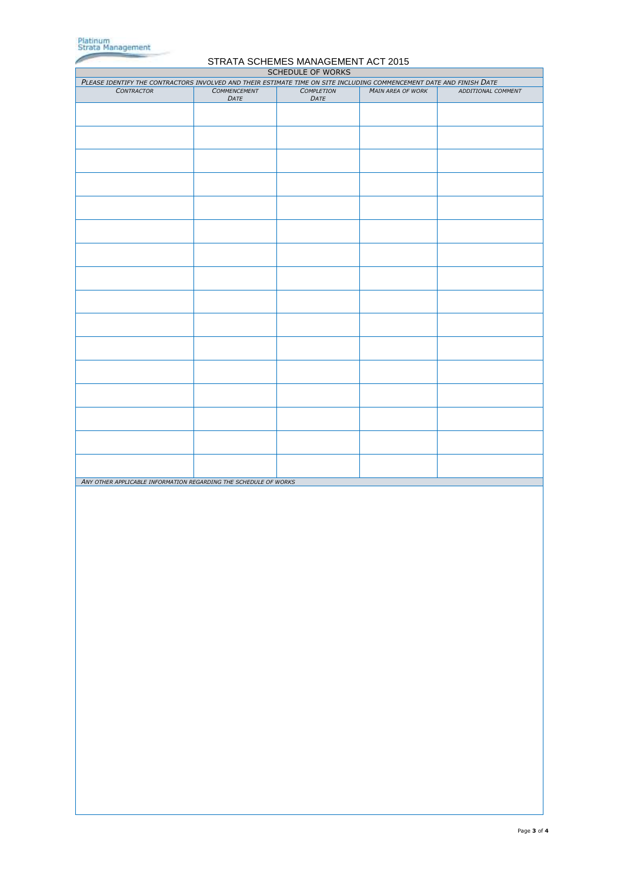Platinum Strata Management

# STRATA SCHEMES MANAGEMENT ACT 2015

## SCHEDULE OF WORKS

*PLEASE IDENTIFY THE CONTRACTORS INVOLVED AND THEIR ESTIMATE TIME ON SITE INCLUDING COMMENCEMENT DATE AND FINISH DATE*

| *CONTRACTOR* | *COMMENCEMENT DATE* | *COMPLETION DATE* | *MAIN AREA OF WORK* | *ADDITIONAL COMMENT* |
|---|---|---|---|---|
| | | | | |
| | | | | |
| | | | | |
| | | | | |
| | | | | |
| | | | | |
| | | | | |
| | | | | |
| | | | | |
| | | | | |
| | | | | |
| | | | | |
| | | | | |
| | | | | |
| | | | | |
| | | | | |

*ANY OTHER APPLICABLE INFORMATION REGARDING THE SCHEDULE OF WORKS*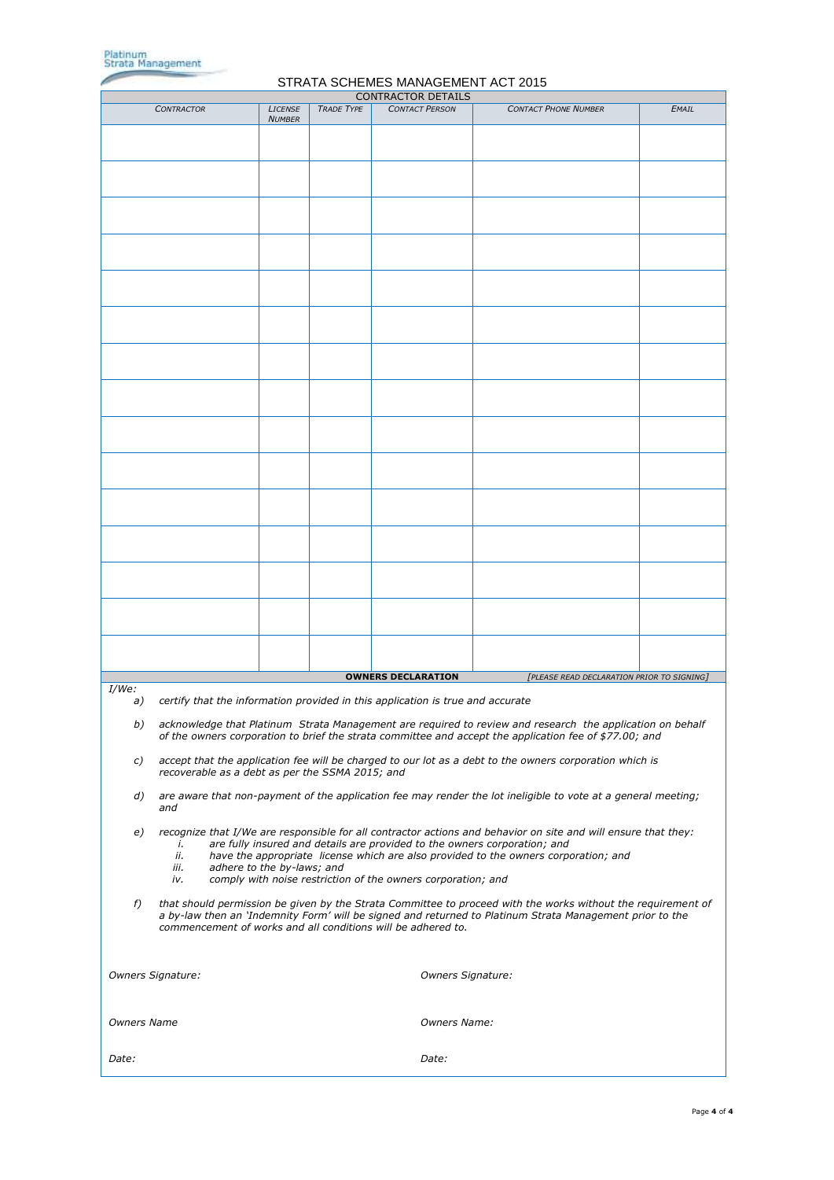Platinum Strata Management

# STRATA SCHEMES MANAGEMENT ACT 2015

## CONTRACTOR DETAILS

| *Contractor* | *License Number* | *Trade Type* | *Contact Person* | *Contact Phone Number* | *Email* |
|---|---|---|---|---|---|
| | | | | | |
| | | | | | |
| | | | | | |
| | | | | | |
| | | | | | |
| | | | | | |
| | | | | | |
| | | | | | |
| | | | | | |
| | | | | | |
| | | | | | |
| | | | | | |
| | | | | | |
| | | | | | |
| | | | | | |

## OWNERS DECLARATION

*[PLEASE READ DECLARATION PRIOR TO SIGNING]*

*I/We:*

*a) certify that the information provided in this application is true and accurate*

*b) acknowledge that Platinum Strata Management are required to review and research the application on behalf of the owners corporation to brief the strata committee and accept the application fee of $77.00; and*

*c) accept that the application fee will be charged to our lot as a debt to the owners corporation which is recoverable as a debt as per the SSMA 2015; and*

*d) are aware that non-payment of the application fee may render the lot ineligible to vote at a general meeting; and*

*e) recognize that I/We are responsible for all contractor actions and behavior on site and will ensure that they:*

*i. are fully insured and details are provided to the owners corporation; and*

*ii. have the appropriate license which are also provided to the owners corporation; and*

*iii. adhere to the by-laws; and*

*iv. comply with noise restriction of the owners corporation; and*

*f) that should permission be given by the Strata Committee to proceed with the works without the requirement of a by-law then an 'Indemnity Form' will be signed and returned to Platinum Strata Management prior to the commencement of works and all conditions will be adhered to.*

*Owners Signature:* | *Owners Signature:*

*Owners Name* | *Owners Name:*

*Date:* | *Date:*